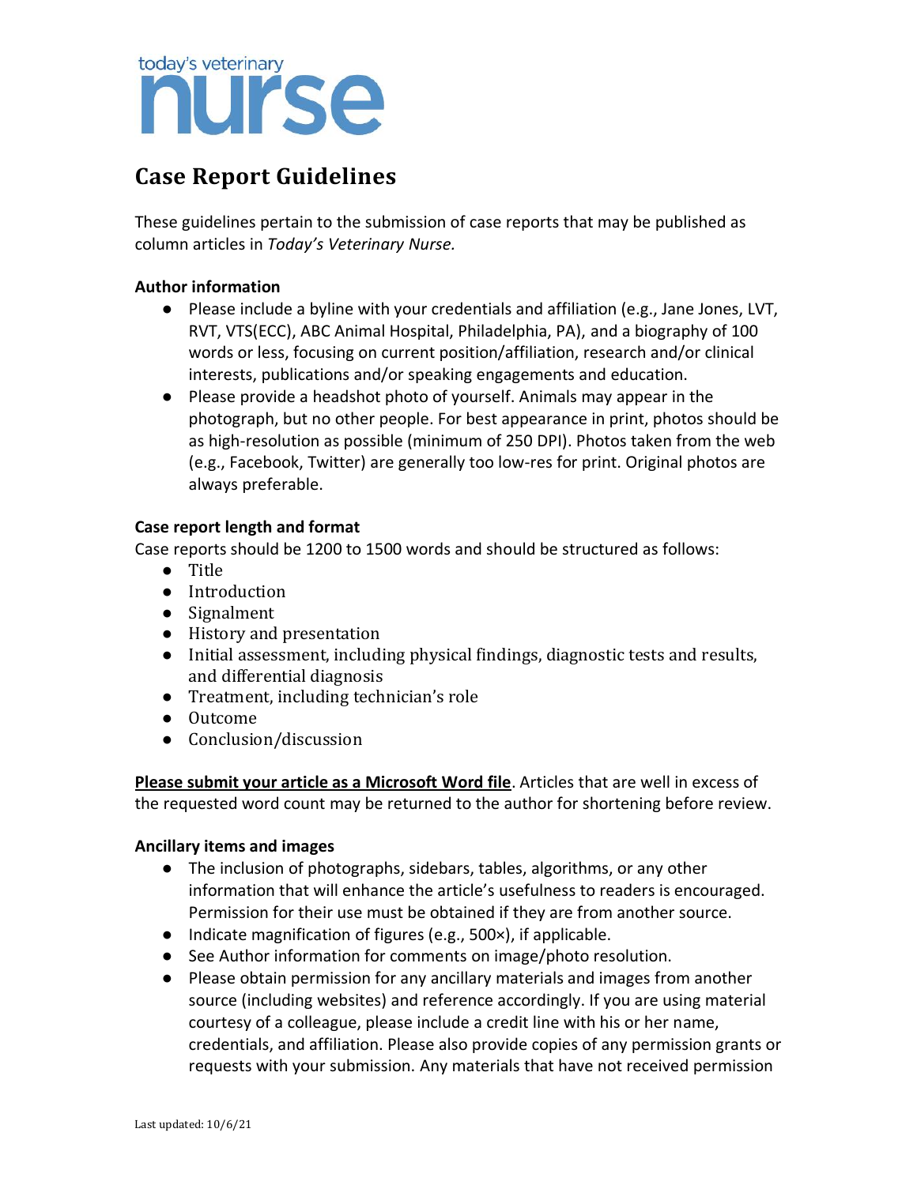today's veterinary nurse

# Case Report Guidelines

These guidelines pertain to the submission of case reports that may be published as column articles in *Today's Veterinary Nurse.*

**Author information**

- Please include a byline with your credentials and affiliation (e.g., Jane Jones, LVT, RVT, VTS(ECC), ABC Animal Hospital, Philadelphia, PA), and a biography of 100 words or less, focusing on current position/affiliation, research and/or clinical interests, publications and/or speaking engagements and education.
- Please provide a headshot photo of yourself. Animals may appear in the photograph, but no other people. For best appearance in print, photos should be as high-resolution as possible (minimum of 250 DPI). Photos taken from the web (e.g., Facebook, Twitter) are generally too low-res for print. Original photos are always preferable.

**Case report length and format**

Case reports should be 1200 to 1500 words and should be structured as follows:

- Title
- Introduction
- Signalment
- History and presentation
- Initial assessment, including physical findings, diagnostic tests and results, and differential diagnosis
- Treatment, including technician's role
- Outcome
- Conclusion/discussion

**Please submit your article as a Microsoft Word file**. Articles that are well in excess of the requested word count may be returned to the author for shortening before review.

**Ancillary items and images**

- The inclusion of photographs, sidebars, tables, algorithms, or any other information that will enhance the article's usefulness to readers is encouraged. Permission for their use must be obtained if they are from another source.
- Indicate magnification of figures (e.g., 500×), if applicable.
- See Author information for comments on image/photo resolution.
- Please obtain permission for any ancillary materials and images from another source (including websites) and reference accordingly. If you are using material courtesy of a colleague, please include a credit line with his or her name, credentials, and affiliation. Please also provide copies of any permission grants or requests with your submission. Any materials that have not received permission

Last updated: 10/6/21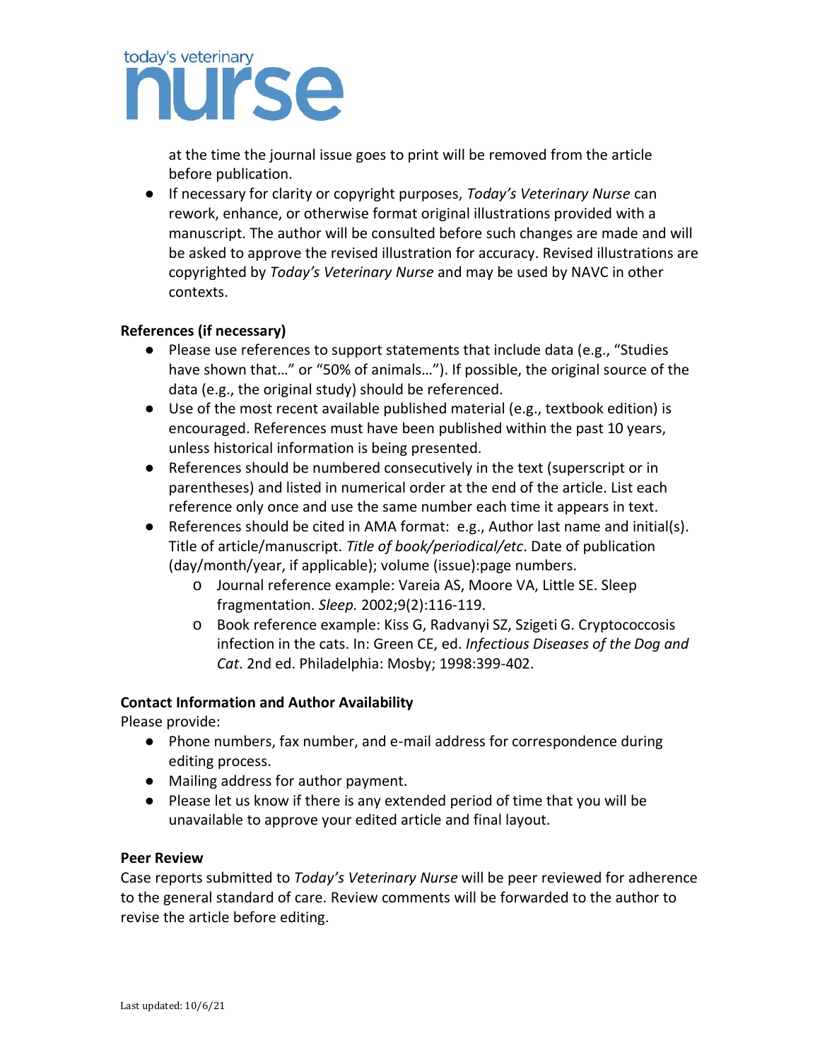at the time the journal issue goes to print will be removed from the article before publication.

- If necessary for clarity or copyright purposes, *Today's Veterinary Nurse* can rework, enhance, or otherwise format original illustrations provided with a manuscript. The author will be consulted before such changes are made and will be asked to approve the revised illustration for accuracy. Revised illustrations are copyrighted by *Today's Veterinary Nurse* and may be used by NAVC in other contexts.

**References (if necessary)**

- Please use references to support statements that include data (e.g., "Studies have shown that…" or "50% of animals…"). If possible, the original source of the data (e.g., the original study) should be referenced.
- Use of the most recent available published material (e.g., textbook edition) is encouraged. References must have been published within the past 10 years, unless historical information is being presented.
- References should be numbered consecutively in the text (superscript or in parentheses) and listed in numerical order at the end of the article. List each reference only once and use the same number each time it appears in text.
- References should be cited in AMA format: e.g., Author last name and initial(s). Title of article/manuscript. *Title of book/periodical/etc*. Date of publication (day/month/year, if applicable); volume (issue):page numbers.
    - Journal reference example: Vareia AS, Moore VA, Little SE. Sleep fragmentation. *Sleep.* 2002;9(2):116-119.
    - Book reference example: Kiss G, Radvanyi SZ, Szigeti G. Cryptococcosis infection in the cats. In: Green CE, ed. *Infectious Diseases of the Dog and Cat*. 2nd ed. Philadelphia: Mosby; 1998:399-402.

**Contact Information and Author Availability**

Please provide:

- Phone numbers, fax number, and e-mail address for correspondence during editing process.
- Mailing address for author payment.
- Please let us know if there is any extended period of time that you will be unavailable to approve your edited article and final layout.

**Peer Review**

Case reports submitted to *Today's Veterinary Nurse* will be peer reviewed for adherence to the general standard of care. Review comments will be forwarded to the author to revise the article before editing.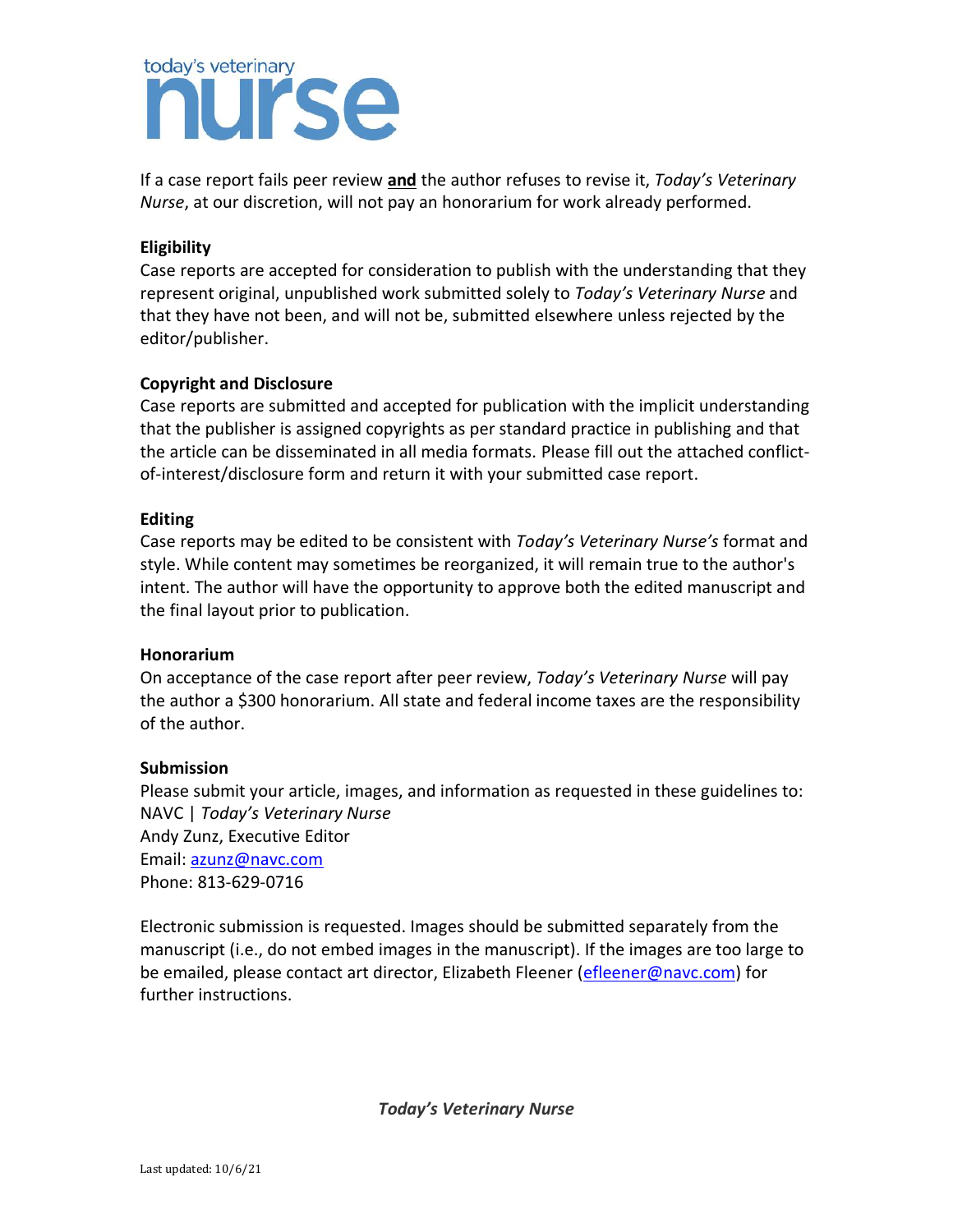If a case report fails peer review **and** the author refuses to revise it, *Today's Veterinary Nurse*, at our discretion, will not pay an honorarium for work already performed.

**Eligibility**

Case reports are accepted for consideration to publish with the understanding that they represent original, unpublished work submitted solely to *Today's Veterinary Nurse* and that they have not been, and will not be, submitted elsewhere unless rejected by the editor/publisher.

**Copyright and Disclosure**

Case reports are submitted and accepted for publication with the implicit understanding that the publisher is assigned copyrights as per standard practice in publishing and that the article can be disseminated in all media formats. Please fill out the attached conflict-of-interest/disclosure form and return it with your submitted case report.

**Editing**

Case reports may be edited to be consistent with *Today's Veterinary Nurse's* format and style. While content may sometimes be reorganized, it will remain true to the author's intent. The author will have the opportunity to approve both the edited manuscript and the final layout prior to publication.

**Honorarium**

On acceptance of the case report after peer review, *Today's Veterinary Nurse* will pay the author a $300 honorarium. All state and federal income taxes are the responsibility of the author.

**Submission**

Please submit your article, images, and information as requested in these guidelines to:
NAVC | *Today's Veterinary Nurse*
Andy Zunz, Executive Editor
Email: azunz@navc.com
Phone: 813-629-0716

Electronic submission is requested. Images should be submitted separately from the manuscript (i.e., do not embed images in the manuscript). If the images are too large to be emailed, please contact art director, Elizabeth Fleener (efleener@navc.com) for further instructions.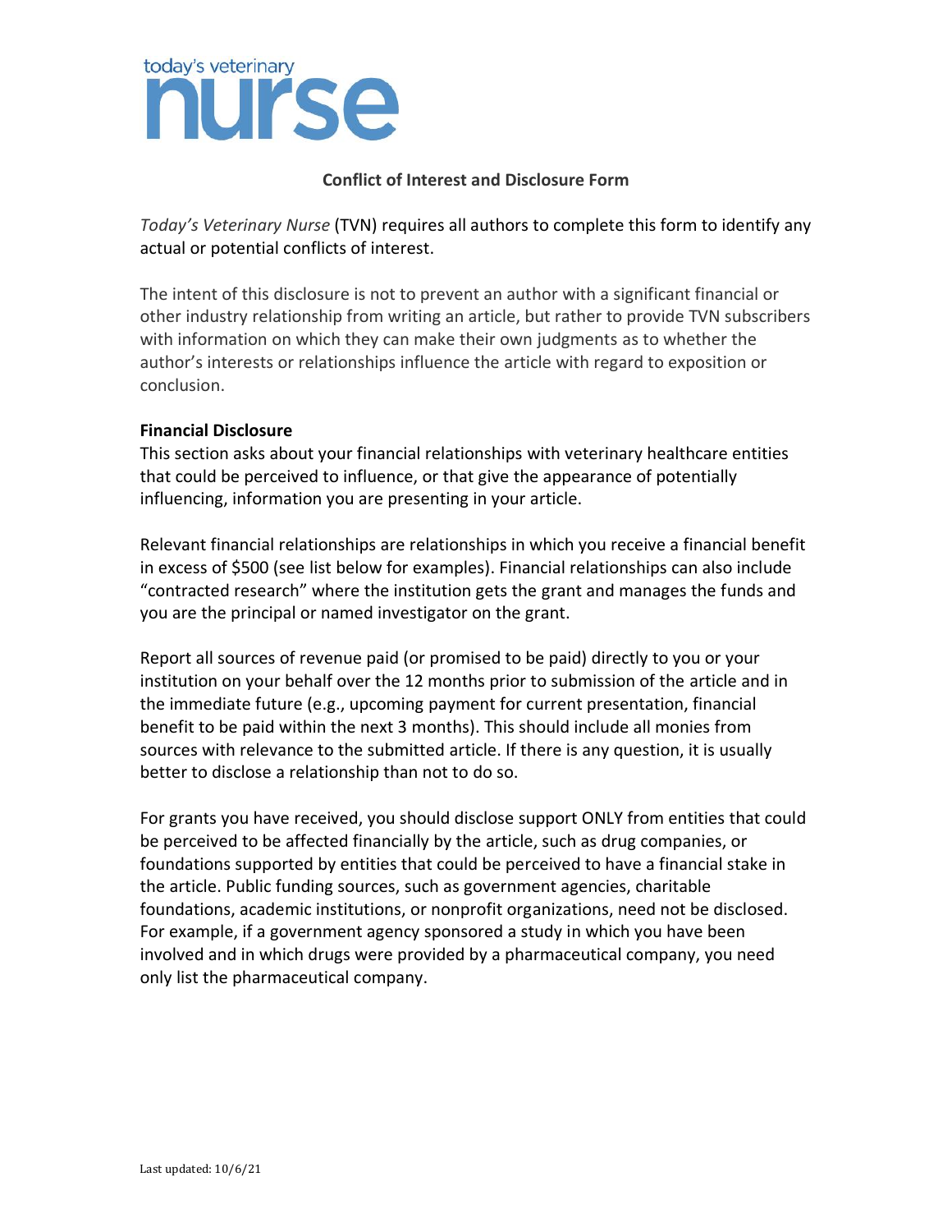today's veterinary nurse

**Conflict of Interest and Disclosure Form**

*Today's Veterinary Nurse* (TVN) requires all authors to complete this form to identify any actual or potential conflicts of interest.

The intent of this disclosure is not to prevent an author with a significant financial or other industry relationship from writing an article, but rather to provide TVN subscribers with information on which they can make their own judgments as to whether the author's interests or relationships influence the article with regard to exposition or conclusion.

**Financial Disclosure**

This section asks about your financial relationships with veterinary healthcare entities that could be perceived to influence, or that give the appearance of potentially influencing, information you are presenting in your article.

Relevant financial relationships are relationships in which you receive a financial benefit in excess of $500 (see list below for examples). Financial relationships can also include "contracted research" where the institution gets the grant and manages the funds and you are the principal or named investigator on the grant.

Report all sources of revenue paid (or promised to be paid) directly to you or your institution on your behalf over the 12 months prior to submission of the article and in the immediate future (e.g., upcoming payment for current presentation, financial benefit to be paid within the next 3 months). This should include all monies from sources with relevance to the submitted article. If there is any question, it is usually better to disclose a relationship than not to do so.

For grants you have received, you should disclose support ONLY from entities that could be perceived to be affected financially by the article, such as drug companies, or foundations supported by entities that could be perceived to have a financial stake in the article. Public funding sources, such as government agencies, charitable foundations, academic institutions, or nonprofit organizations, need not be disclosed. For example, if a government agency sponsored a study in which you have been involved and in which drugs were provided by a pharmaceutical company, you need only list the pharmaceutical company.

Last updated: 10/6/21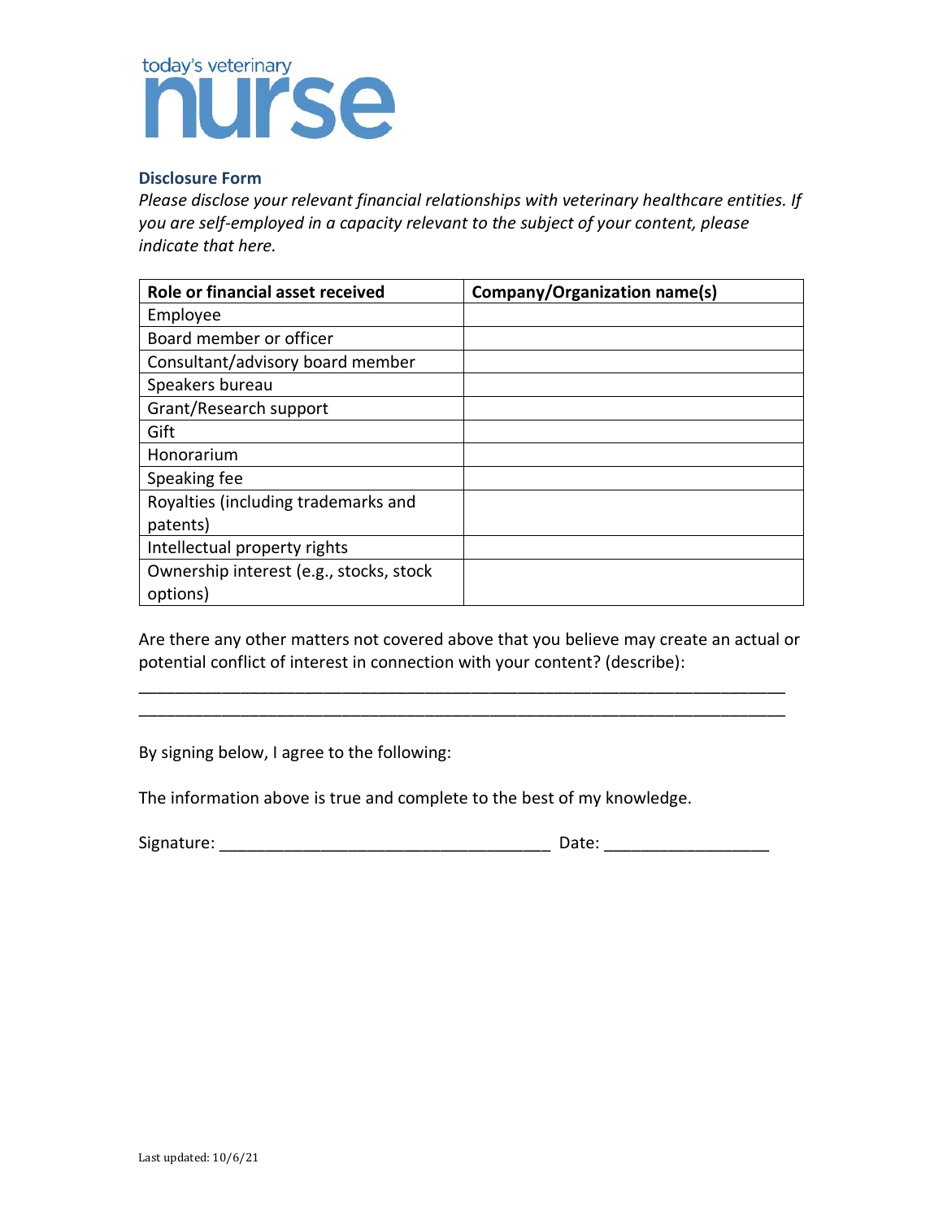today's veterinary **nurse**

### Disclosure Form

*Please disclose your relevant financial relationships with veterinary healthcare entities. If you are self-employed in a capacity relevant to the subject of your content, please indicate that here.*

| Role or financial asset received | Company/Organization name(s) |
|---|---|
| Employee | |
| Board member or officer | |
| Consultant/advisory board member | |
| Speakers bureau | |
| Grant/Research support | |
| Gift | |
| Honorarium | |
| Speaking fee | |
| Royalties (including trademarks and patents) | |
| Intellectual property rights | |
| Ownership interest (e.g., stocks, stock options) | |

Are there any other matters not covered above that you believe may create an actual or potential conflict of interest in connection with your content? (describe):

______________________________________________________________________________
______________________________________________________________________________

By signing below, I agree to the following:

The information above is true and complete to the best of my knowledge.

Signature: ___________________________________ Date: _________________

Last updated: 10/6/21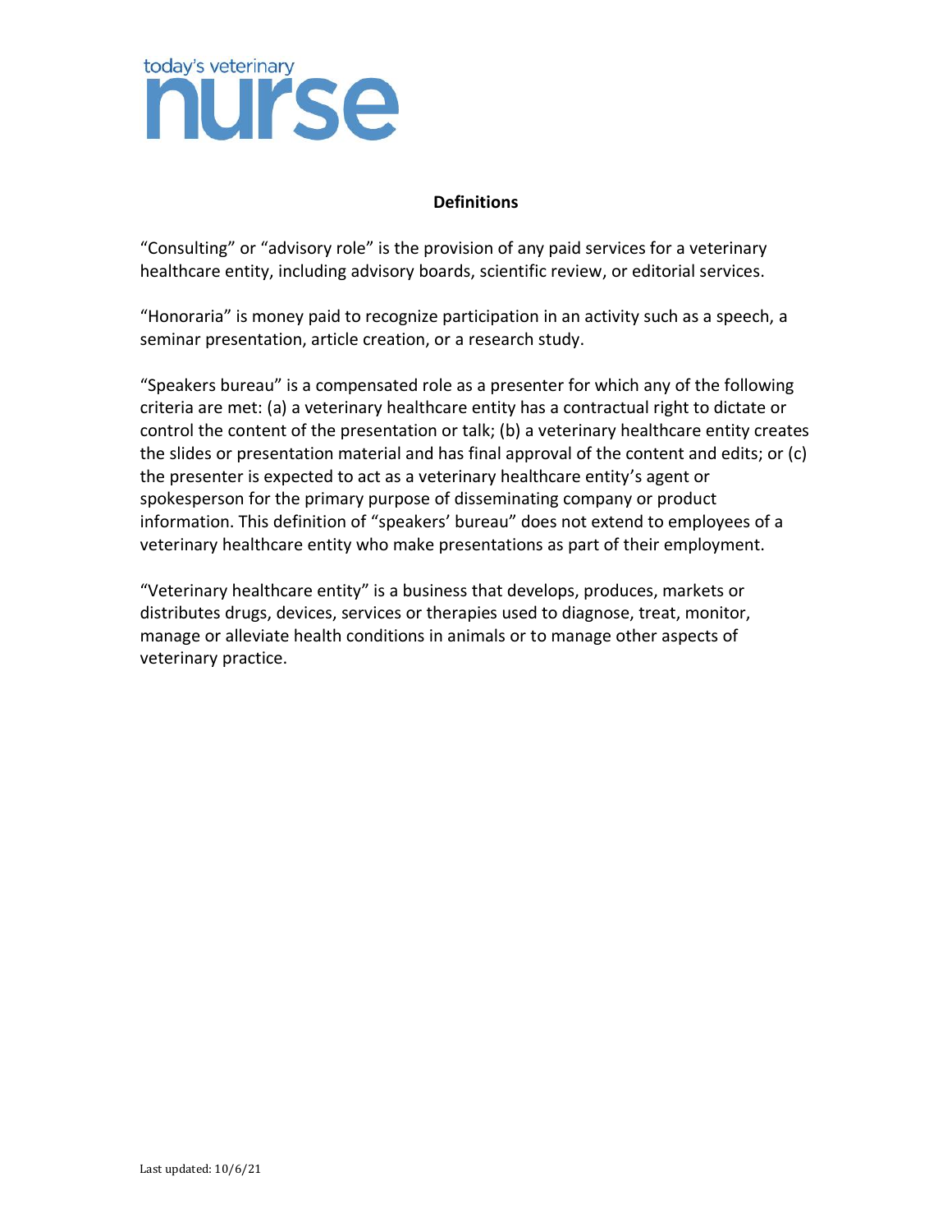## Definitions

"Consulting" or "advisory role" is the provision of any paid services for a veterinary healthcare entity, including advisory boards, scientific review, or editorial services.

"Honoraria" is money paid to recognize participation in an activity such as a speech, a seminar presentation, article creation, or a research study.

"Speakers bureau" is a compensated role as a presenter for which any of the following criteria are met: (a) a veterinary healthcare entity has a contractual right to dictate or control the content of the presentation or talk; (b) a veterinary healthcare entity creates the slides or presentation material and has final approval of the content and edits; or (c) the presenter is expected to act as a veterinary healthcare entity's agent or spokesperson for the primary purpose of disseminating company or product information. This definition of "speakers' bureau" does not extend to employees of a veterinary healthcare entity who make presentations as part of their employment.

"Veterinary healthcare entity" is a business that develops, produces, markets or distributes drugs, devices, services or therapies used to diagnose, treat, monitor, manage or alleviate health conditions in animals or to manage other aspects of veterinary practice.

Last updated: 10/6/21